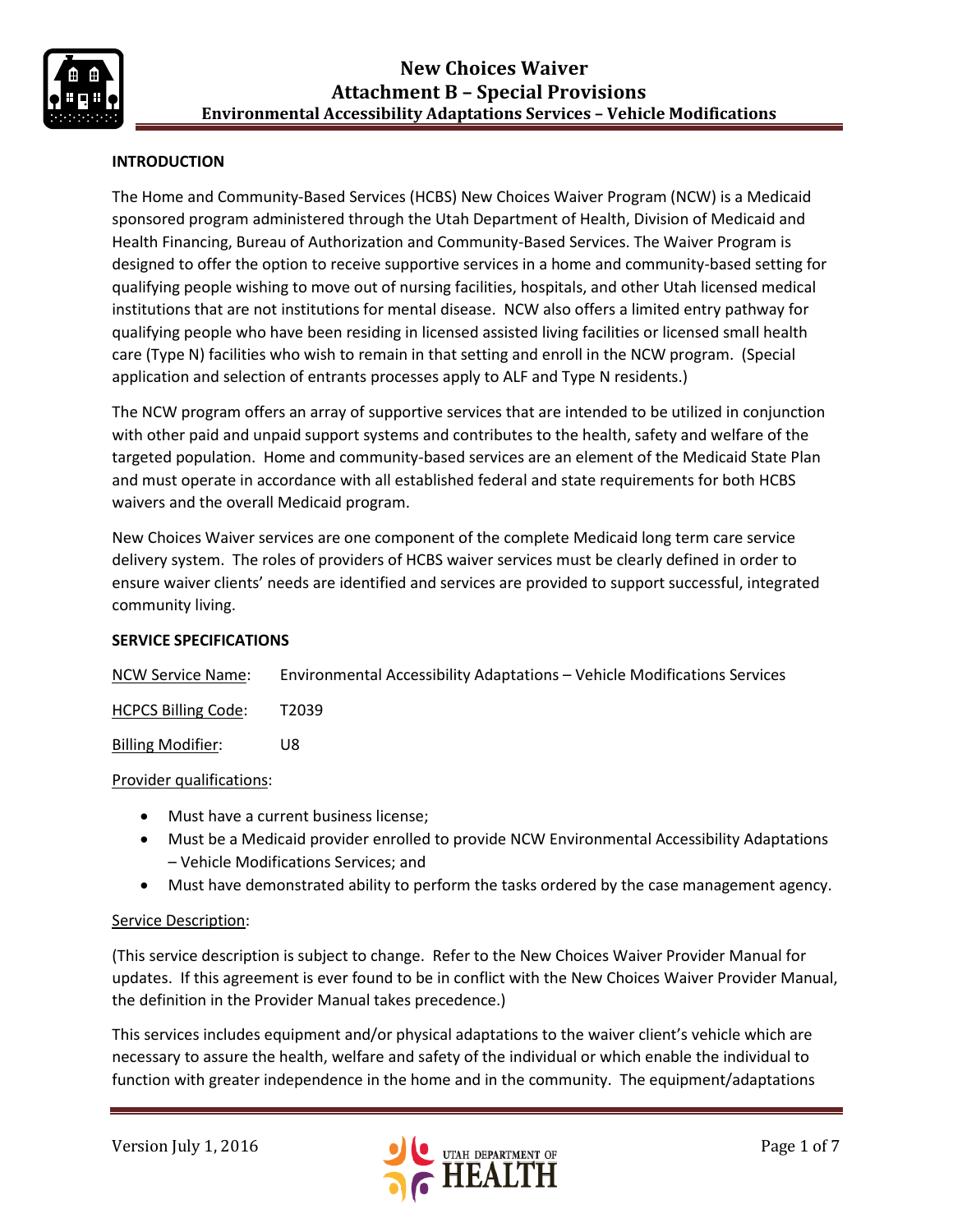# New Choices Waiver
## Attachment B – Special Provisions
### Environmental Accessibility Adaptations Services – Vehicle Modifications

**INTRODUCTION**

The Home and Community-Based Services (HCBS) New Choices Waiver Program (NCW) is a Medicaid sponsored program administered through the Utah Department of Health, Division of Medicaid and Health Financing, Bureau of Authorization and Community-Based Services. The Waiver Program is designed to offer the option to receive supportive services in a home and community-based setting for qualifying people wishing to move out of nursing facilities, hospitals, and other Utah licensed medical institutions that are not institutions for mental disease. NCW also offers a limited entry pathway for qualifying people who have been residing in licensed assisted living facilities or licensed small health care (Type N) facilities who wish to remain in that setting and enroll in the NCW program. (Special application and selection of entrants processes apply to ALF and Type N residents.)

The NCW program offers an array of supportive services that are intended to be utilized in conjunction with other paid and unpaid support systems and contributes to the health, safety and welfare of the targeted population. Home and community-based services are an element of the Medicaid State Plan and must operate in accordance with all established federal and state requirements for both HCBS waivers and the overall Medicaid program.

New Choices Waiver services are one component of the complete Medicaid long term care service delivery system. The roles of providers of HCBS waiver services must be clearly defined in order to ensure waiver clients' needs are identified and services are provided to support successful, integrated community living.

**SERVICE SPECIFICATIONS**

NCW Service Name: Environmental Accessibility Adaptations – Vehicle Modifications Services

HCPCS Billing Code: T2039

Billing Modifier: U8

Provider qualifications:

- Must have a current business license;
- Must be a Medicaid provider enrolled to provide NCW Environmental Accessibility Adaptations – Vehicle Modifications Services; and
- Must have demonstrated ability to perform the tasks ordered by the case management agency.

Service Description:

(This service description is subject to change. Refer to the New Choices Waiver Provider Manual for updates. If this agreement is ever found to be in conflict with the New Choices Waiver Provider Manual, the definition in the Provider Manual takes precedence.)

This services includes equipment and/or physical adaptations to the waiver client's vehicle which are necessary to assure the health, welfare and safety of the individual or which enable the individual to function with greater independence in the home and in the community. The equipment/adaptations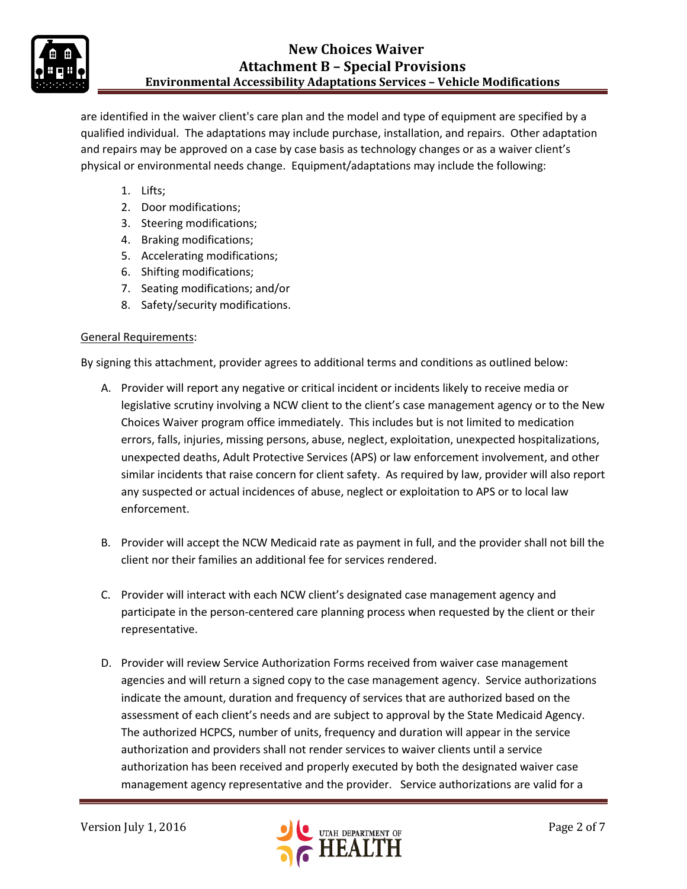are identified in the waiver client's care plan and the model and type of equipment are specified by a qualified individual. The adaptations may include purchase, installation, and repairs. Other adaptation and repairs may be approved on a case by case basis as technology changes or as a waiver client's physical or environmental needs change. Equipment/adaptations may include the following:

1. Lifts;
2. Door modifications;
3. Steering modifications;
4. Braking modifications;
5. Accelerating modifications;
6. Shifting modifications;
7. Seating modifications; and/or
8. Safety/security modifications.

General Requirements:

By signing this attachment, provider agrees to additional terms and conditions as outlined below:

A. Provider will report any negative or critical incident or incidents likely to receive media or legislative scrutiny involving a NCW client to the client's case management agency or to the New Choices Waiver program office immediately. This includes but is not limited to medication errors, falls, injuries, missing persons, abuse, neglect, exploitation, unexpected hospitalizations, unexpected deaths, Adult Protective Services (APS) or law enforcement involvement, and other similar incidents that raise concern for client safety. As required by law, provider will also report any suspected or actual incidences of abuse, neglect or exploitation to APS or to local law enforcement.

B. Provider will accept the NCW Medicaid rate as payment in full, and the provider shall not bill the client nor their families an additional fee for services rendered.

C. Provider will interact with each NCW client's designated case management agency and participate in the person-centered care planning process when requested by the client or their representative.

D. Provider will review Service Authorization Forms received from waiver case management agencies and will return a signed copy to the case management agency. Service authorizations indicate the amount, duration and frequency of services that are authorized based on the assessment of each client's needs and are subject to approval by the State Medicaid Agency. The authorized HCPCS, number of units, frequency and duration will appear in the service authorization and providers shall not render services to waiver clients until a service authorization has been received and properly executed by both the designated waiver case management agency representative and the provider. Service authorizations are valid for a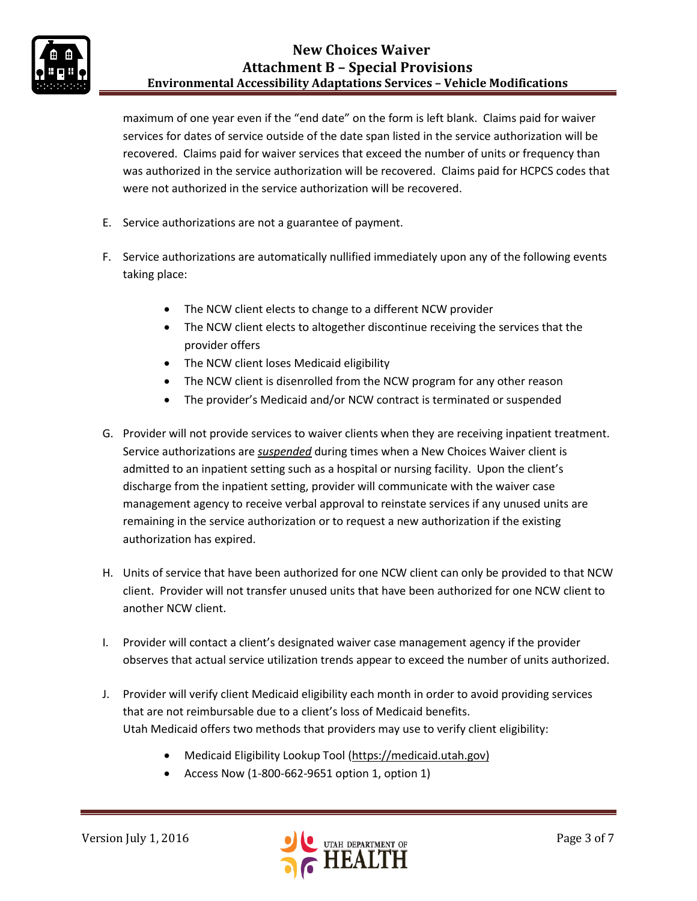maximum of one year even if the "end date" on the form is left blank. Claims paid for waiver services for dates of service outside of the date span listed in the service authorization will be recovered. Claims paid for waiver services that exceed the number of units or frequency than was authorized in the service authorization will be recovered. Claims paid for HCPCS codes that were not authorized in the service authorization will be recovered.

E. Service authorizations are not a guarantee of payment.

F. Service authorizations are automatically nullified immediately upon any of the following events taking place:

- The NCW client elects to change to a different NCW provider
- The NCW client elects to altogether discontinue receiving the services that the provider offers
- The NCW client loses Medicaid eligibility
- The NCW client is disenrolled from the NCW program for any other reason
- The provider's Medicaid and/or NCW contract is terminated or suspended

G. Provider will not provide services to waiver clients when they are receiving inpatient treatment. Service authorizations are ***suspended*** during times when a New Choices Waiver client is admitted to an inpatient setting such as a hospital or nursing facility. Upon the client's discharge from the inpatient setting, provider will communicate with the waiver case management agency to receive verbal approval to reinstate services if any unused units are remaining in the service authorization or to request a new authorization if the existing authorization has expired.

H. Units of service that have been authorized for one NCW client can only be provided to that NCW client. Provider will not transfer unused units that have been authorized for one NCW client to another NCW client.

I. Provider will contact a client's designated waiver case management agency if the provider observes that actual service utilization trends appear to exceed the number of units authorized.

J. Provider will verify client Medicaid eligibility each month in order to avoid providing services that are not reimbursable due to a client's loss of Medicaid benefits.
Utah Medicaid offers two methods that providers may use to verify client eligibility:

- Medicaid Eligibility Lookup Tool (https://medicaid.utah.gov)
- Access Now (1-800-662-9651 option 1, option 1)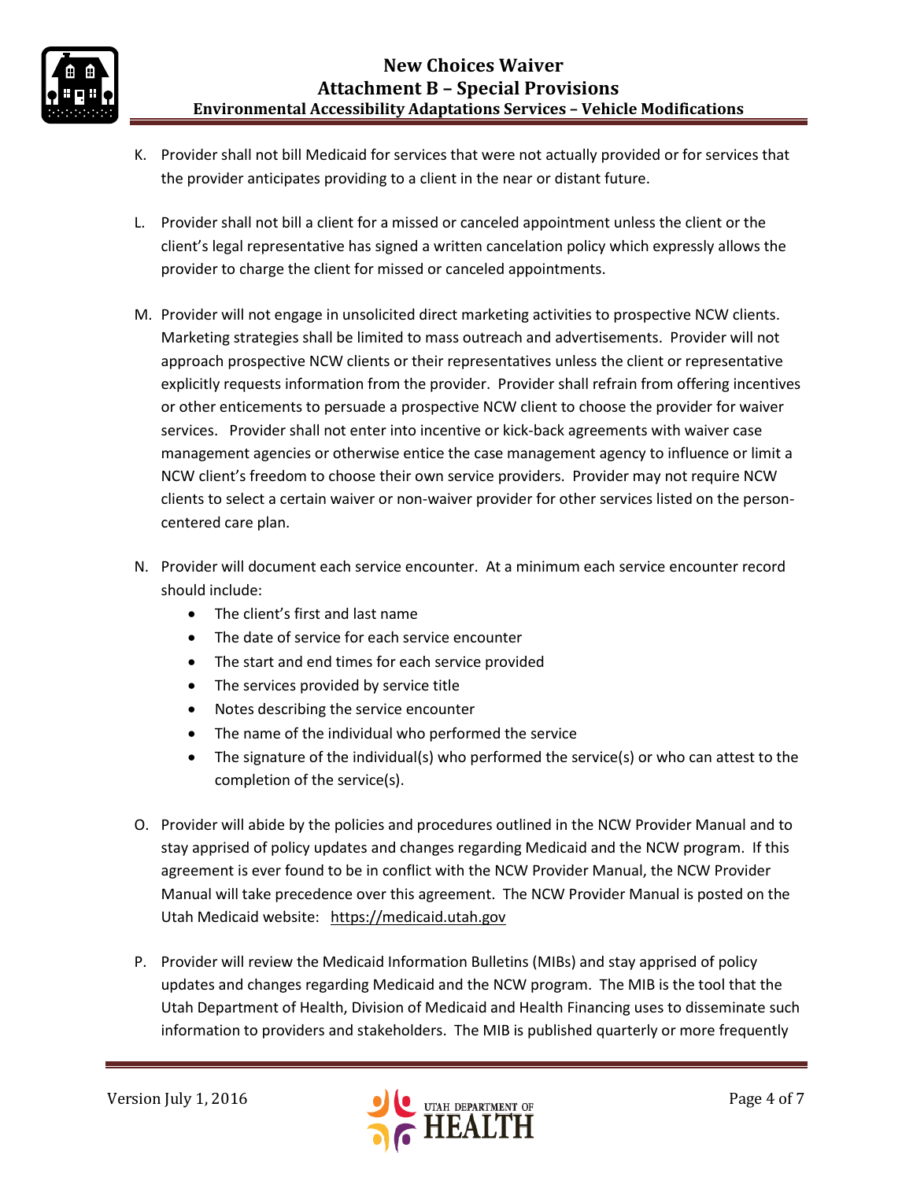K. Provider shall not bill Medicaid for services that were not actually provided or for services that the provider anticipates providing to a client in the near or distant future.

L. Provider shall not bill a client for a missed or canceled appointment unless the client or the client's legal representative has signed a written cancelation policy which expressly allows the provider to charge the client for missed or canceled appointments.

M. Provider will not engage in unsolicited direct marketing activities to prospective NCW clients. Marketing strategies shall be limited to mass outreach and advertisements. Provider will not approach prospective NCW clients or their representatives unless the client or representative explicitly requests information from the provider. Provider shall refrain from offering incentives or other enticements to persuade a prospective NCW client to choose the provider for waiver services. Provider shall not enter into incentive or kick-back agreements with waiver case management agencies or otherwise entice the case management agency to influence or limit a NCW client's freedom to choose their own service providers. Provider may not require NCW clients to select a certain waiver or non-waiver provider for other services listed on the person-centered care plan.

N. Provider will document each service encounter. At a minimum each service encounter record should include:
   - The client's first and last name
   - The date of service for each service encounter
   - The start and end times for each service provided
   - The services provided by service title
   - Notes describing the service encounter
   - The name of the individual who performed the service
   - The signature of the individual(s) who performed the service(s) or who can attest to the completion of the service(s).

O. Provider will abide by the policies and procedures outlined in the NCW Provider Manual and to stay apprised of policy updates and changes regarding Medicaid and the NCW program. If this agreement is ever found to be in conflict with the NCW Provider Manual, the NCW Provider Manual will take precedence over this agreement. The NCW Provider Manual is posted on the Utah Medicaid website: https://medicaid.utah.gov

P. Provider will review the Medicaid Information Bulletins (MIBs) and stay apprised of policy updates and changes regarding Medicaid and the NCW program. The MIB is the tool that the Utah Department of Health, Division of Medicaid and Health Financing uses to disseminate such information to providers and stakeholders. The MIB is published quarterly or more frequently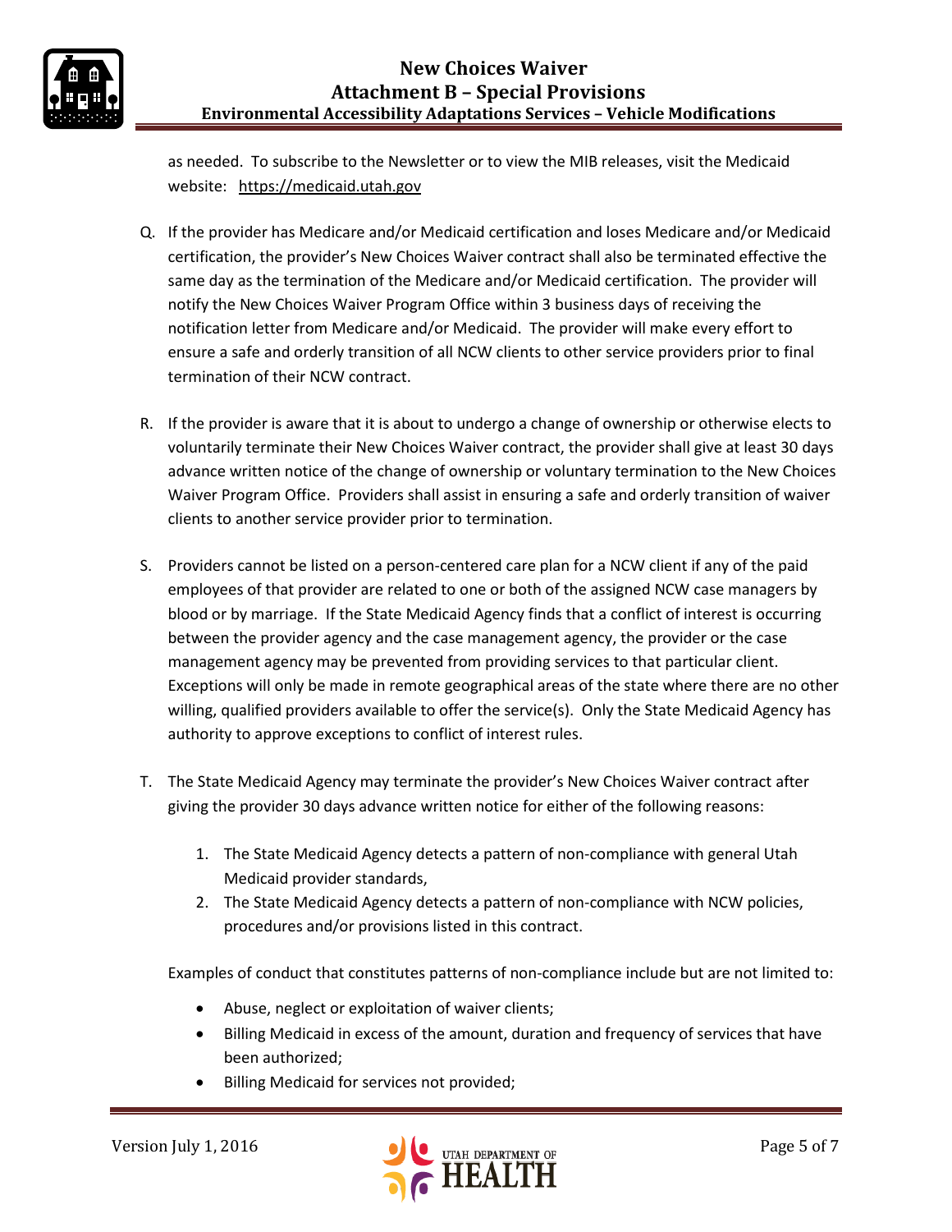as needed. To subscribe to the Newsletter or to view the MIB releases, visit the Medicaid website: https://medicaid.utah.gov

Q. If the provider has Medicare and/or Medicaid certification and loses Medicare and/or Medicaid certification, the provider's New Choices Waiver contract shall also be terminated effective the same day as the termination of the Medicare and/or Medicaid certification. The provider will notify the New Choices Waiver Program Office within 3 business days of receiving the notification letter from Medicare and/or Medicaid. The provider will make every effort to ensure a safe and orderly transition of all NCW clients to other service providers prior to final termination of their NCW contract.

R. If the provider is aware that it is about to undergo a change of ownership or otherwise elects to voluntarily terminate their New Choices Waiver contract, the provider shall give at least 30 days advance written notice of the change of ownership or voluntary termination to the New Choices Waiver Program Office. Providers shall assist in ensuring a safe and orderly transition of waiver clients to another service provider prior to termination.

S. Providers cannot be listed on a person-centered care plan for a NCW client if any of the paid employees of that provider are related to one or both of the assigned NCW case managers by blood or by marriage. If the State Medicaid Agency finds that a conflict of interest is occurring between the provider agency and the case management agency, the provider or the case management agency may be prevented from providing services to that particular client. Exceptions will only be made in remote geographical areas of the state where there are no other willing, qualified providers available to offer the service(s). Only the State Medicaid Agency has authority to approve exceptions to conflict of interest rules.

T. The State Medicaid Agency may terminate the provider's New Choices Waiver contract after giving the provider 30 days advance written notice for either of the following reasons:

   1. The State Medicaid Agency detects a pattern of non-compliance with general Utah Medicaid provider standards,
   2. The State Medicaid Agency detects a pattern of non-compliance with NCW policies, procedures and/or provisions listed in this contract.

   Examples of conduct that constitutes patterns of non-compliance include but are not limited to:

   - Abuse, neglect or exploitation of waiver clients;
   - Billing Medicaid in excess of the amount, duration and frequency of services that have been authorized;
   - Billing Medicaid for services not provided;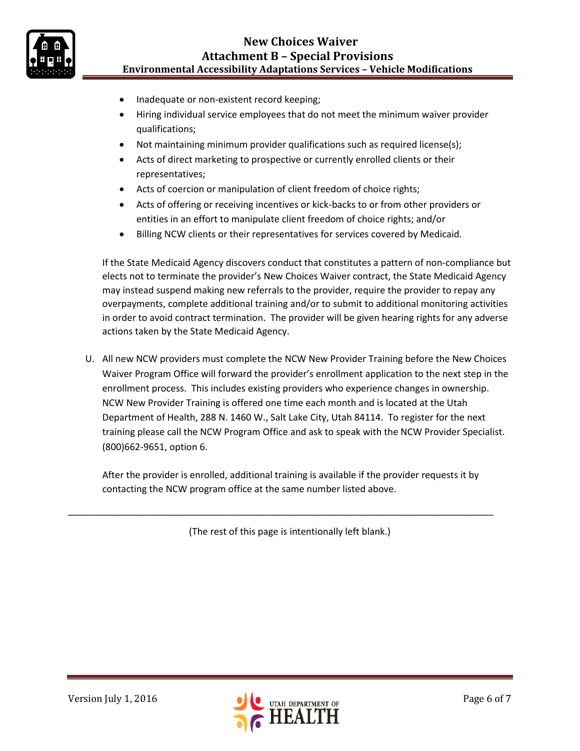- Inadequate or non-existent record keeping;
- Hiring individual service employees that do not meet the minimum waiver provider qualifications;
- Not maintaining minimum provider qualifications such as required license(s);
- Acts of direct marketing to prospective or currently enrolled clients or their representatives;
- Acts of coercion or manipulation of client freedom of choice rights;
- Acts of offering or receiving incentives or kick-backs to or from other providers or entities in an effort to manipulate client freedom of choice rights; and/or
- Billing NCW clients or their representatives for services covered by Medicaid.

If the State Medicaid Agency discovers conduct that constitutes a pattern of non-compliance but elects not to terminate the provider's New Choices Waiver contract, the State Medicaid Agency may instead suspend making new referrals to the provider, require the provider to repay any overpayments, complete additional training and/or to submit to additional monitoring activities in order to avoid contract termination. The provider will be given hearing rights for any adverse actions taken by the State Medicaid Agency.

U. All new NCW providers must complete the NCW New Provider Training before the New Choices Waiver Program Office will forward the provider's enrollment application to the next step in the enrollment process. This includes existing providers who experience changes in ownership. NCW New Provider Training is offered one time each month and is located at the Utah Department of Health, 288 N. 1460 W., Salt Lake City, Utah 84114. To register for the next training please call the NCW Program Office and ask to speak with the NCW Provider Specialist. (800)662-9651, option 6.

After the provider is enrolled, additional training is available if the provider requests it by contacting the NCW program office at the same number listed above.

---

(The rest of this page is intentionally left blank.)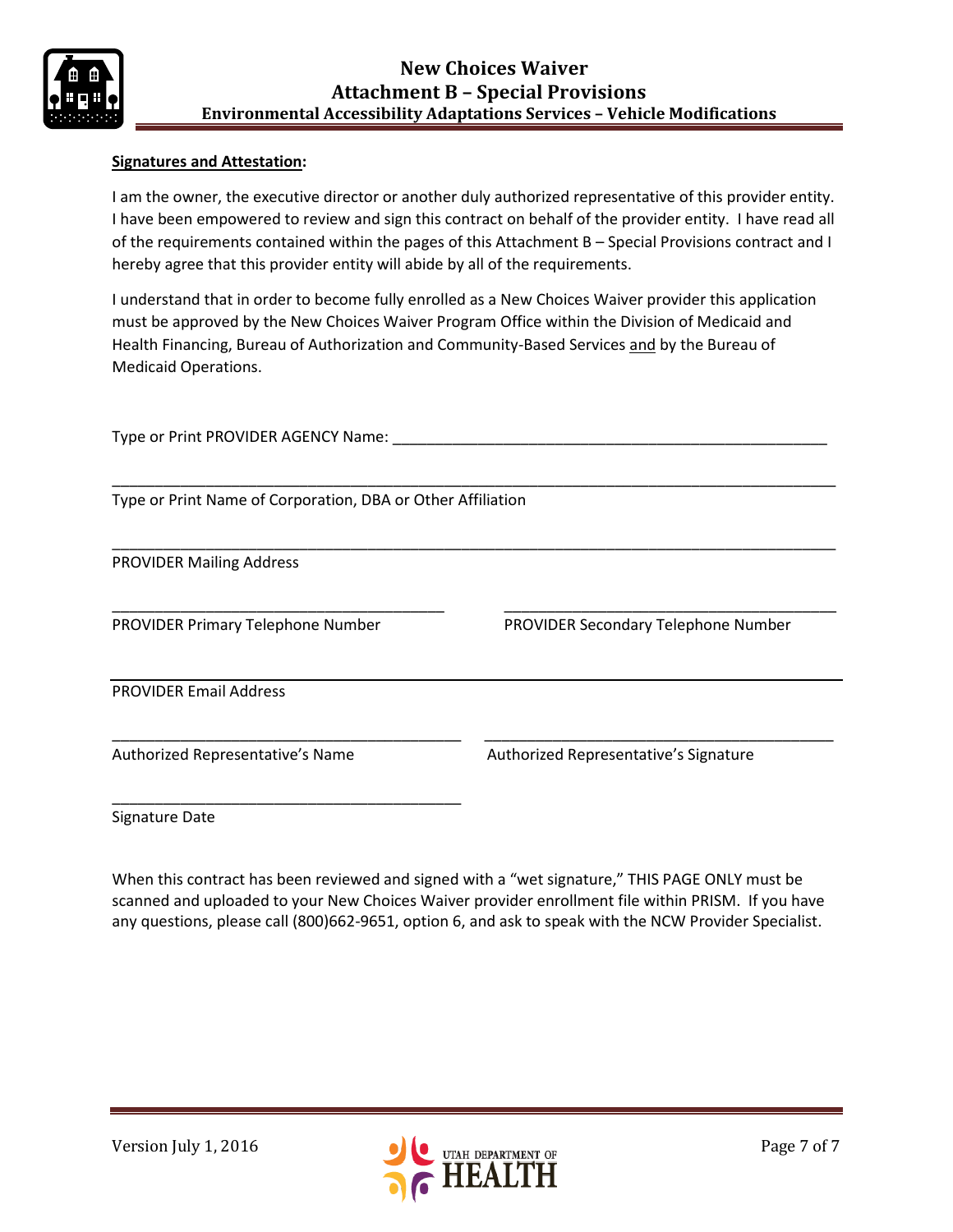**Signatures and Attestation:**

I am the owner, the executive director or another duly authorized representative of this provider entity. I have been empowered to review and sign this contract on behalf of the provider entity. I have read all of the requirements contained within the pages of this Attachment B – Special Provisions contract and I hereby agree that this provider entity will abide by all of the requirements.

I understand that in order to become fully enrolled as a New Choices Waiver provider this application must be approved by the New Choices Waiver Program Office within the Division of Medicaid and Health Financing, Bureau of Authorization and Community-Based Services and by the Bureau of Medicaid Operations.

Type or Print PROVIDER AGENCY Name: ______________________________________________________

_____________________________________________________________________________________________

Type or Print Name of Corporation, DBA or Other Affiliation

_____________________________________________________________________________________________

PROVIDER Mailing Address

_________________________________________ _________________________________________

PROVIDER Primary Telephone Number PROVIDER Secondary Telephone Number

_____________________________________________________________________________________________

PROVIDER Email Address

___________________________________________ ___________________________________________

Authorized Representative's Name Authorized Representative's Signature

___________________________________________

Signature Date

When this contract has been reviewed and signed with a "wet signature," THIS PAGE ONLY must be scanned and uploaded to your New Choices Waiver provider enrollment file within PRISM. If you have any questions, please call (800)662-9651, option 6, and ask to speak with the NCW Provider Specialist.